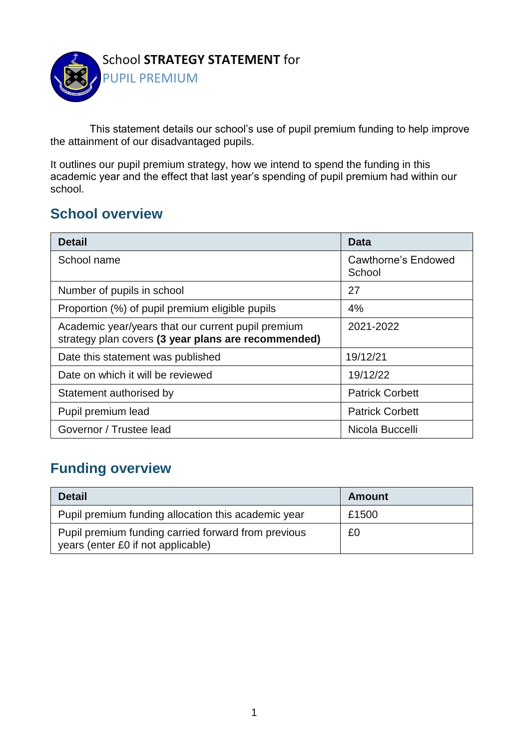# School **STRATEGY STATEMENT** for PUPIL PREMIUM

This statement details our school's use of pupil premium funding to help improve the attainment of our disadvantaged pupils.

It outlines our pupil premium strategy, how we intend to spend the funding in this academic year and the effect that last year's spending of pupil premium had within our school.

## School overview

| Detail | Data |
|---|---|
| School name | Cawthorne's Endowed School |
| Number of pupils in school | 27 |
| Proportion (%) of pupil premium eligible pupils | 4% |
| Academic year/years that our current pupil premium strategy plan covers **(3 year plans are recommended)** | 2021-2022 |
| Date this statement was published | 19/12/21 |
| Date on which it will be reviewed | 19/12/22 |
| Statement authorised by | Patrick Corbett |
| Pupil premium lead | Patrick Corbett |
| Governor / Trustee lead | Nicola Buccelli |

## Funding overview

| Detail | Amount |
|---|---|
| Pupil premium funding allocation this academic year | £1500 |
| Pupil premium funding carried forward from previous years (enter £0 if not applicable) | £0 |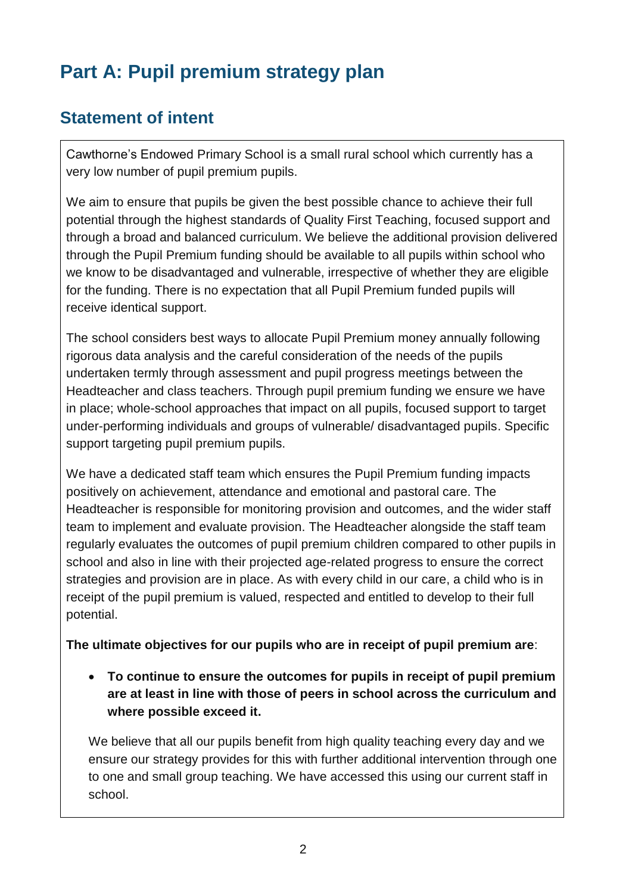# Part A: Pupil premium strategy plan

## Statement of intent

Cawthorne's Endowed Primary School is a small rural school which currently has a very low number of pupil premium pupils.

We aim to ensure that pupils be given the best possible chance to achieve their full potential through the highest standards of Quality First Teaching, focused support and through a broad and balanced curriculum. We believe the additional provision delivered through the Pupil Premium funding should be available to all pupils within school who we know to be disadvantaged and vulnerable, irrespective of whether they are eligible for the funding. There is no expectation that all Pupil Premium funded pupils will receive identical support.

The school considers best ways to allocate Pupil Premium money annually following rigorous data analysis and the careful consideration of the needs of the pupils undertaken termly through assessment and pupil progress meetings between the Headteacher and class teachers. Through pupil premium funding we ensure we have in place; whole-school approaches that impact on all pupils, focused support to target under-performing individuals and groups of vulnerable/ disadvantaged pupils. Specific support targeting pupil premium pupils.

We have a dedicated staff team which ensures the Pupil Premium funding impacts positively on achievement, attendance and emotional and pastoral care. The Headteacher is responsible for monitoring provision and outcomes, and the wider staff team to implement and evaluate provision. The Headteacher alongside the staff team regularly evaluates the outcomes of pupil premium children compared to other pupils in school and also in line with their projected age-related progress to ensure the correct strategies and provision are in place. As with every child in our care, a child who is in receipt of the pupil premium is valued, respected and entitled to develop to their full potential.

**The ultimate objectives for our pupils who are in receipt of pupil premium are**:

- **To continue to ensure the outcomes for pupils in receipt of pupil premium are at least in line with those of peers in school across the curriculum and where possible exceed it.**

We believe that all our pupils benefit from high quality teaching every day and we ensure our strategy provides for this with further additional intervention through one to one and small group teaching. We have accessed this using our current staff in school.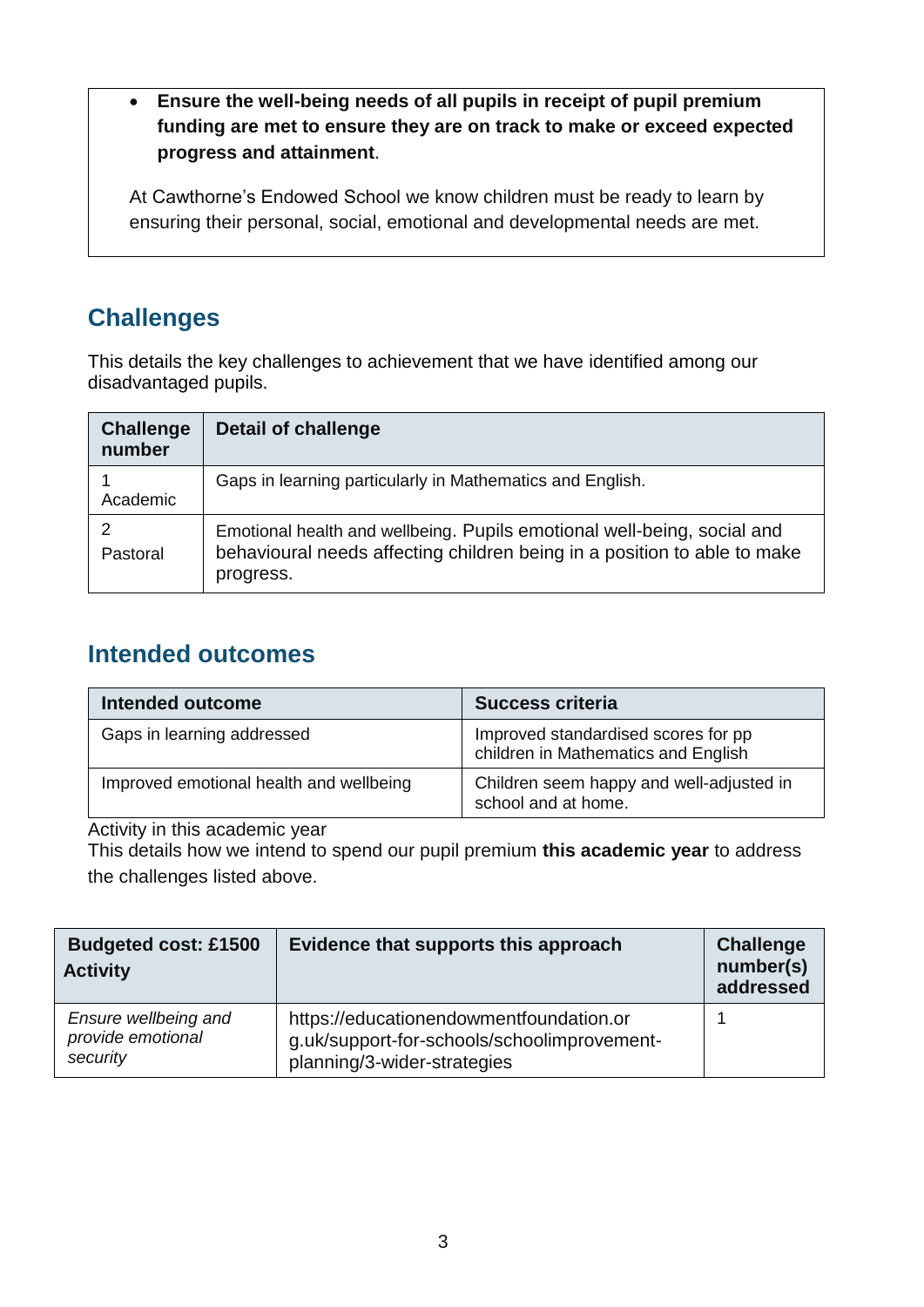- **Ensure the well-being needs of all pupils in receipt of pupil premium funding are met to ensure they are on track to make or exceed expected progress and attainment**.

At Cawthorne's Endowed School we know children must be ready to learn by ensuring their personal, social, emotional and developmental needs are met.

## Challenges

This details the key challenges to achievement that we have identified among our disadvantaged pupils.

| Challenge number | Detail of challenge |
|---|---|
| 1<br>Academic | Gaps in learning particularly in Mathematics and English. |
| 2<br>Pastoral | Emotional health and wellbeing. Pupils emotional well-being, social and behavioural needs affecting children being in a position to able to make progress. |

## Intended outcomes

| Intended outcome | Success criteria |
|---|---|
| Gaps in learning addressed | Improved standardised scores for pp children in Mathematics and English |
| Improved emotional health and wellbeing | Children seem happy and well-adjusted in school and at home. |

Activity in this academic year

This details how we intend to spend our pupil premium **this academic year** to address the challenges listed above.

| **Budgeted cost: £1500**<br>**Activity** | Evidence that supports this approach | Challenge number(s) addressed |
|---|---|---|
| *Ensure wellbeing and provide emotional security* | https://educationendowmentfoundation.org.uk/support-for-schools/schoolimprovement-planning/3-wider-strategies | 1 |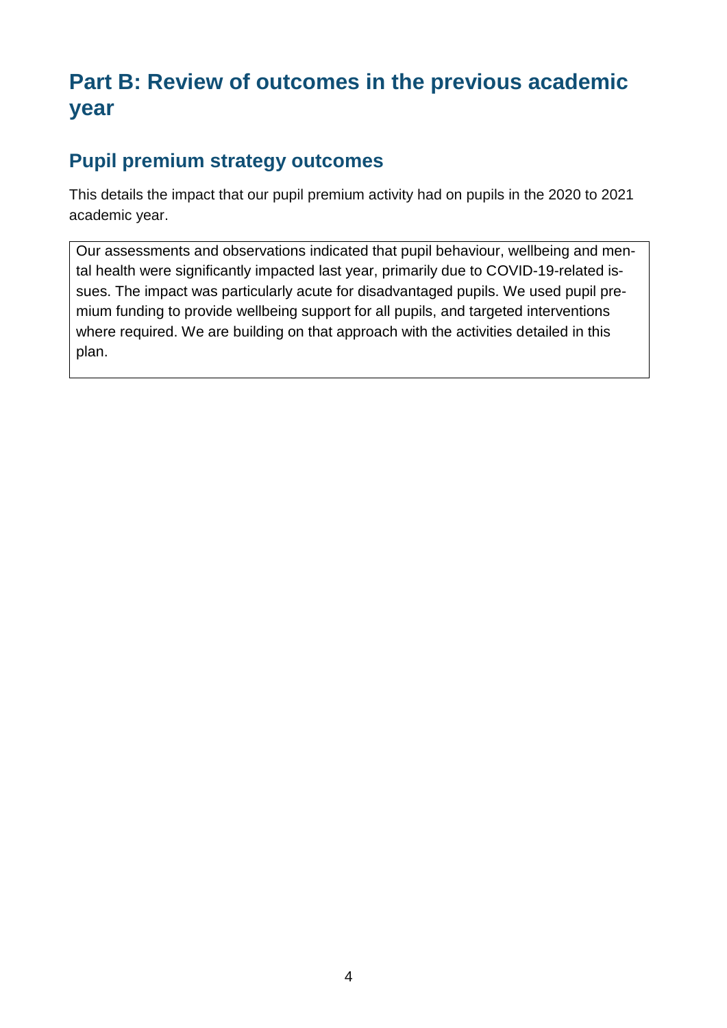# Part B: Review of outcomes in the previous academic year

## Pupil premium strategy outcomes

This details the impact that our pupil premium activity had on pupils in the 2020 to 2021 academic year.

| |
|---|
| Our assessments and observations indicated that pupil behaviour, wellbeing and mental health were significantly impacted last year, primarily due to COVID-19-related issues. The impact was particularly acute for disadvantaged pupils. We used pupil premium funding to provide wellbeing support for all pupils, and targeted interventions where required. We are building on that approach with the activities detailed in this plan. |